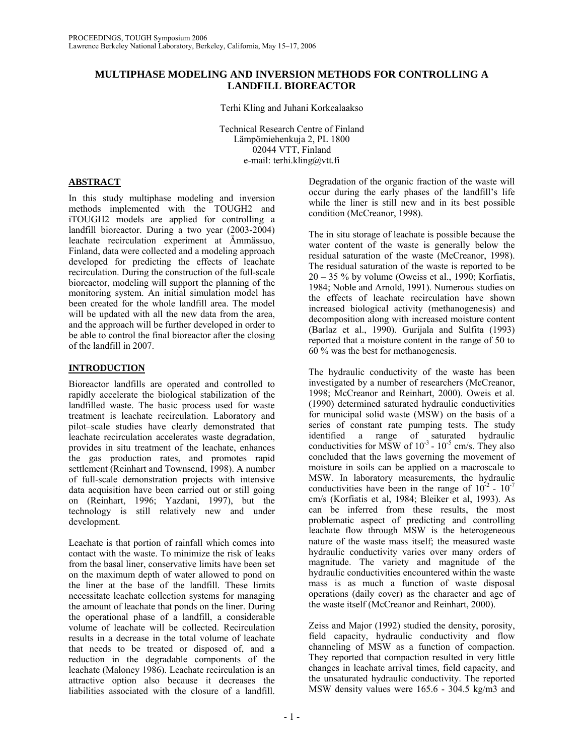# MULTIPHASE MODELING AND INVERSION METHODS FOR CONTROLLING A LANDFILL BIOREACTOR

Terhi Kling and Juhani Korkealaakso

Technical Research Centre of Finland
Lämpömiehenkuja 2, PL 1800
02044 VTT, Finland
e-mail: terhi.kling@vtt.fi

## ABSTRACT

In this study multiphase modeling and inversion methods implemented with the TOUGH2 and iTOUGH2 models are applied for controlling a landfill bioreactor. During a two year (2003-2004) leachate recirculation experiment at Ämmässuo, Finland, data were collected and a modeling approach developed for predicting the effects of leachate recirculation. During the construction of the full-scale bioreactor, modeling will support the planning of the monitoring system. An initial simulation model has been created for the whole landfill area. The model will be updated with all the new data from the area, and the approach will be further developed in order to be able to control the final bioreactor after the closing of the landfill in 2007.

## INTRODUCTION

Bioreactor landfills are operated and controlled to rapidly accelerate the biological stabilization of the landfilled waste. The basic process used for waste treatment is leachate recirculation. Laboratory and pilot–scale studies have clearly demonstrated that leachate recirculation accelerates waste degradation, provides in situ treatment of the leachate, enhances the gas production rates, and promotes rapid settlement (Reinhart and Townsend, 1998). A number of full-scale demonstration projects with intensive data acquisition have been carried out or still going on (Reinhart, 1996; Yazdani, 1997), but the technology is still relatively new and under development.

Leachate is that portion of rainfall which comes into contact with the waste. To minimize the risk of leaks from the basal liner, conservative limits have been set on the maximum depth of water allowed to pond on the liner at the base of the landfill. These limits necessitate leachate collection systems for managing the amount of leachate that ponds on the liner. During the operational phase of a landfill, a considerable volume of leachate will be collected. Recirculation results in a decrease in the total volume of leachate that needs to be treated or disposed of, and a reduction in the degradable components of the leachate (Maloney 1986). Leachate recirculation is an attractive option also because it decreases the liabilities associated with the closure of a landfill. Degradation of the organic fraction of the waste will occur during the early phases of the landfill's life while the liner is still new and in its best possible condition (McCreanor, 1998).

The in situ storage of leachate is possible because the water content of the waste is generally below the residual saturation of the waste (McCreanor, 1998). The residual saturation of the waste is reported to be 20 – 35 % by volume (Oweiss et al., 1990; Korfiatis, 1984; Noble and Arnold, 1991). Numerous studies on the effects of leachate recirculation have shown increased biological activity (methanogenesis) and decomposition along with increased moisture content (Barlaz et al., 1990). Gurijala and Sulfita (1993) reported that a moisture content in the range of 50 to 60 % was the best for methanogenesis.

The hydraulic conductivity of the waste has been investigated by a number of researchers (McCreanor, 1998; McCreanor and Reinhart, 2000). Oweis et al. (1990) determined saturated hydraulic conductivities for municipal solid waste (MSW) on the basis of a series of constant rate pumping tests. The study identified a range of saturated hydraulic conductivities for MSW of $10^{-3}$ - $10^{-5}$ cm/s. They also concluded that the laws governing the movement of moisture in soils can be applied on a macroscale to MSW. In laboratory measurements, the hydraulic conductivities have been in the range of $10^{-2}$ - $10^{-7}$ cm/s (Korfiatis et al, 1984; Bleiker et al, 1993). As can be inferred from these results, the most problematic aspect of predicting and controlling leachate flow through MSW is the heterogeneous nature of the waste mass itself; the measured waste hydraulic conductivity varies over many orders of magnitude. The variety and magnitude of the hydraulic conductivities encountered within the waste mass is as much a function of waste disposal operations (daily cover) as the character and age of the waste itself (McCreanor and Reinhart, 2000).

Zeiss and Major (1992) studied the density, porosity, field capacity, hydraulic conductivity and flow channeling of MSW as a function of compaction. They reported that compaction resulted in very little changes in leachate arrival times, field capacity, and the unsaturated hydraulic conductivity. The reported MSW density values were 165.6 - 304.5 kg/m3 and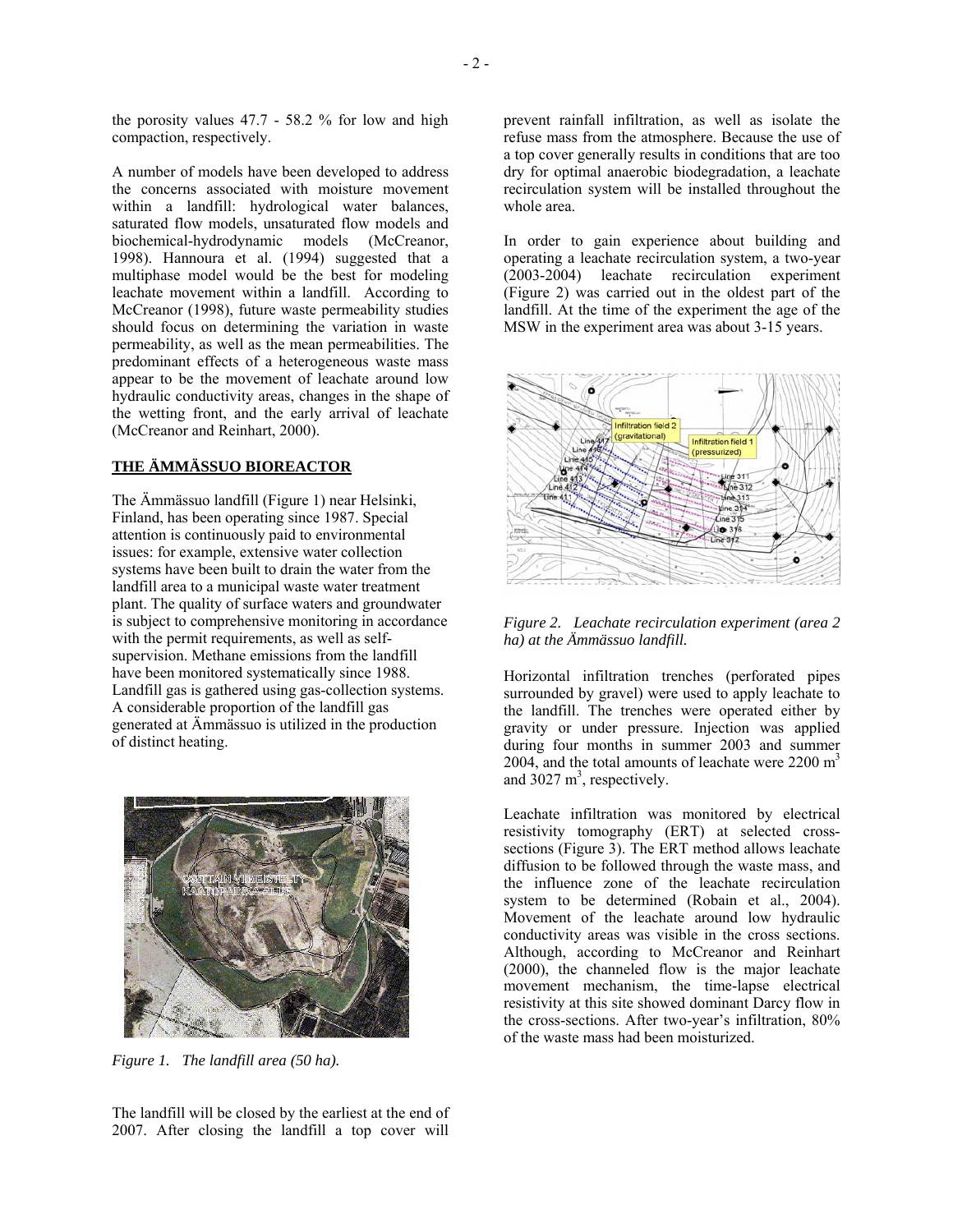the porosity values 47.7 - 58.2 % for low and high compaction, respectively.

A number of models have been developed to address the concerns associated with moisture movement within a landfill: hydrological water balances, saturated flow models, unsaturated flow models and biochemical-hydrodynamic models (McCreanor, 1998). Hannoura et al. (1994) suggested that a multiphase model would be the best for modeling leachate movement within a landfill. According to McCreanor (1998), future waste permeability studies should focus on determining the variation in waste permeability, as well as the mean permeabilities. The predominant effects of a heterogeneous waste mass appear to be the movement of leachate around low hydraulic conductivity areas, changes in the shape of the wetting front, and the early arrival of leachate (McCreanor and Reinhart, 2000).

## THE ÄMMÄSSUO BIOREACTOR

The Ämmässuo landfill (Figure 1) near Helsinki, Finland, has been operating since 1987. Special attention is continuously paid to environmental issues: for example, extensive water collection systems have been built to drain the water from the landfill area to a municipal waste water treatment plant. The quality of surface waters and groundwater is subject to comprehensive monitoring in accordance with the permit requirements, as well as self-supervision. Methane emissions from the landfill have been monitored systematically since 1988. Landfill gas is gathered using gas-collection systems. A considerable proportion of the landfill gas generated at Ämmässuo is utilized in the production of distinct heating.

*Figure 1. The landfill area (50 ha).*

The landfill will be closed by the earliest at the end of 2007. After closing the landfill a top cover will prevent rainfall infiltration, as well as isolate the refuse mass from the atmosphere. Because the use of a top cover generally results in conditions that are too dry for optimal anaerobic biodegradation, a leachate recirculation system will be installed throughout the whole area.

In order to gain experience about building and operating a leachate recirculation system, a two-year (2003-2004) leachate recirculation experiment (Figure 2) was carried out in the oldest part of the landfill. At the time of the experiment the age of the MSW in the experiment area was about 3-15 years.

*Figure 2. Leachate recirculation experiment (area 2 ha) at the Ämmässuo landfill.*

Horizontal infiltration trenches (perforated pipes surrounded by gravel) were used to apply leachate to the landfill. The trenches were operated either by gravity or under pressure. Injection was applied during four months in summer 2003 and summer 2004, and the total amounts of leachate were 2200 $m^3$ and 3027 $m^3$, respectively.

Leachate infiltration was monitored by electrical resistivity tomography (ERT) at selected cross-sections (Figure 3). The ERT method allows leachate diffusion to be followed through the waste mass, and the influence zone of the leachate recirculation system to be determined (Robain et al., 2004). Movement of the leachate around low hydraulic conductivity areas was visible in the cross sections. Although, according to McCreanor and Reinhart (2000), the channeled flow is the major leachate movement mechanism, the time-lapse electrical resistivity at this site showed dominant Darcy flow in the cross-sections. After two-year's infiltration, 80% of the waste mass had been moisturized.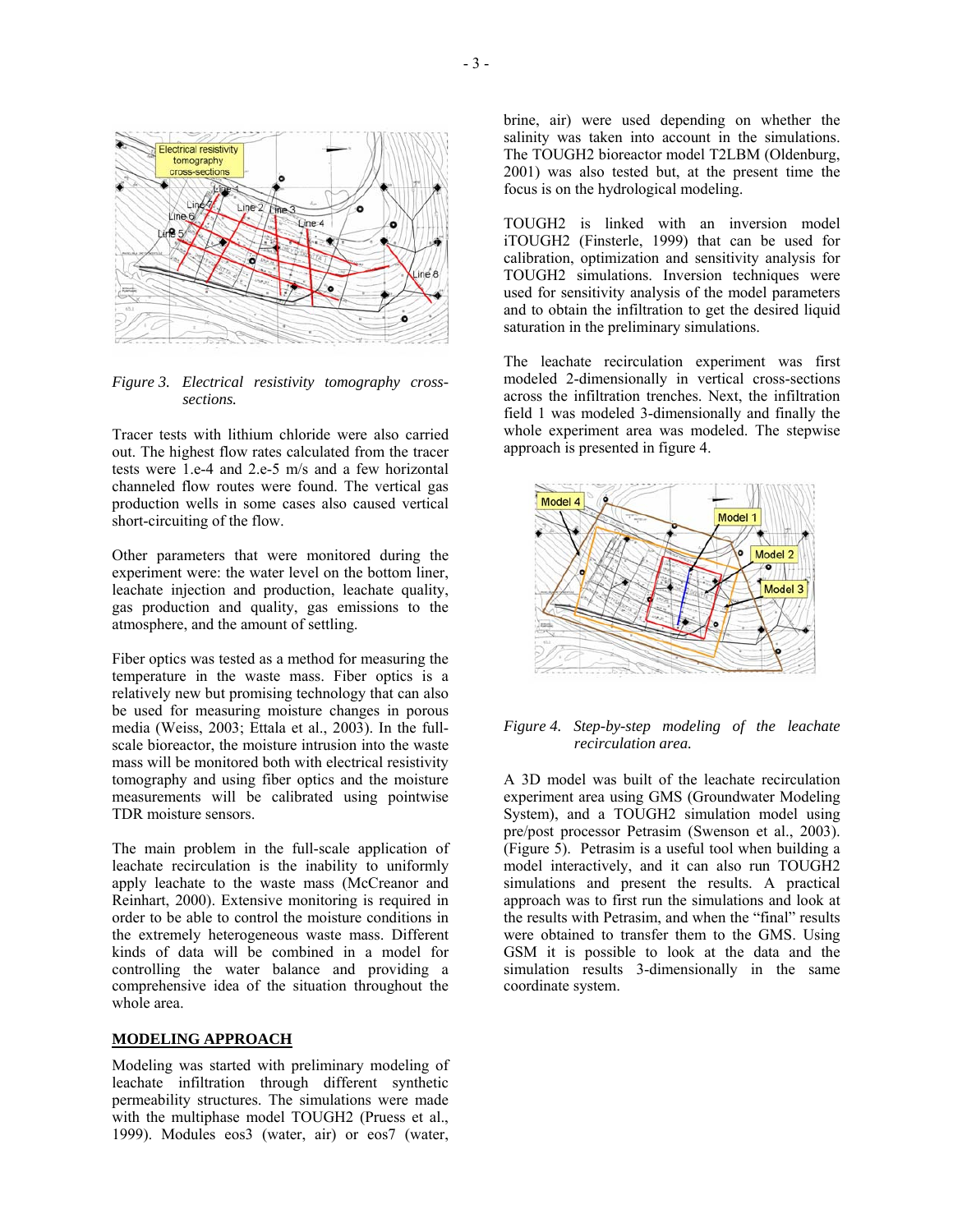*Figure 3. Electrical resistivity tomography cross-sections.*

Tracer tests with lithium chloride were also carried out. The highest flow rates calculated from the tracer tests were 1.e-4 and 2.e-5 m/s and a few horizontal channeled flow routes were found. The vertical gas production wells in some cases also caused vertical short-circuiting of the flow.

Other parameters that were monitored during the experiment were: the water level on the bottom liner, leachate injection and production, leachate quality, gas production and quality, gas emissions to the atmosphere, and the amount of settling.

Fiber optics was tested as a method for measuring the temperature in the waste mass. Fiber optics is a relatively new but promising technology that can also be used for measuring moisture changes in porous media (Weiss, 2003; Ettala et al., 2003). In the full-scale bioreactor, the moisture intrusion into the waste mass will be monitored both with electrical resistivity tomography and using fiber optics and the moisture measurements will be calibrated using pointwise TDR moisture sensors.

The main problem in the full-scale application of leachate recirculation is the inability to uniformly apply leachate to the waste mass (McCreanor and Reinhart, 2000). Extensive monitoring is required in order to be able to control the moisture conditions in the extremely heterogeneous waste mass. Different kinds of data will be combined in a model for controlling the water balance and providing a comprehensive idea of the situation throughout the whole area.

## MODELING APPROACH

Modeling was started with preliminary modeling of leachate infiltration through different synthetic permeability structures. The simulations were made with the multiphase model TOUGH2 (Pruess et al., 1999). Modules eos3 (water, air) or eos7 (water, brine, air) were used depending on whether the salinity was taken into account in the simulations. The TOUGH2 bioreactor model T2LBM (Oldenburg, 2001) was also tested but, at the present time the focus is on the hydrological modeling.

TOUGH2 is linked with an inversion model iTOUGH2 (Finsterle, 1999) that can be used for calibration, optimization and sensitivity analysis for TOUGH2 simulations. Inversion techniques were used for sensitivity analysis of the model parameters and to obtain the infiltration to get the desired liquid saturation in the preliminary simulations.

The leachate recirculation experiment was first modeled 2-dimensionally in vertical cross-sections across the infiltration trenches. Next, the infiltration field 1 was modeled 3-dimensionally and finally the whole experiment area was modeled. The stepwise approach is presented in figure 4.

*Figure 4. Step-by-step modeling of the leachate recirculation area.*

A 3D model was built of the leachate recirculation experiment area using GMS (Groundwater Modeling System), and a TOUGH2 simulation model using pre/post processor Petrasim (Swenson et al., 2003). (Figure 5). Petrasim is a useful tool when building a model interactively, and it can also run TOUGH2 simulations and present the results. A practical approach was to first run the simulations and look at the results with Petrasim, and when the "final" results were obtained to transfer them to the GMS. Using GSM it is possible to look at the data and the simulation results 3-dimensionally in the same coordinate system.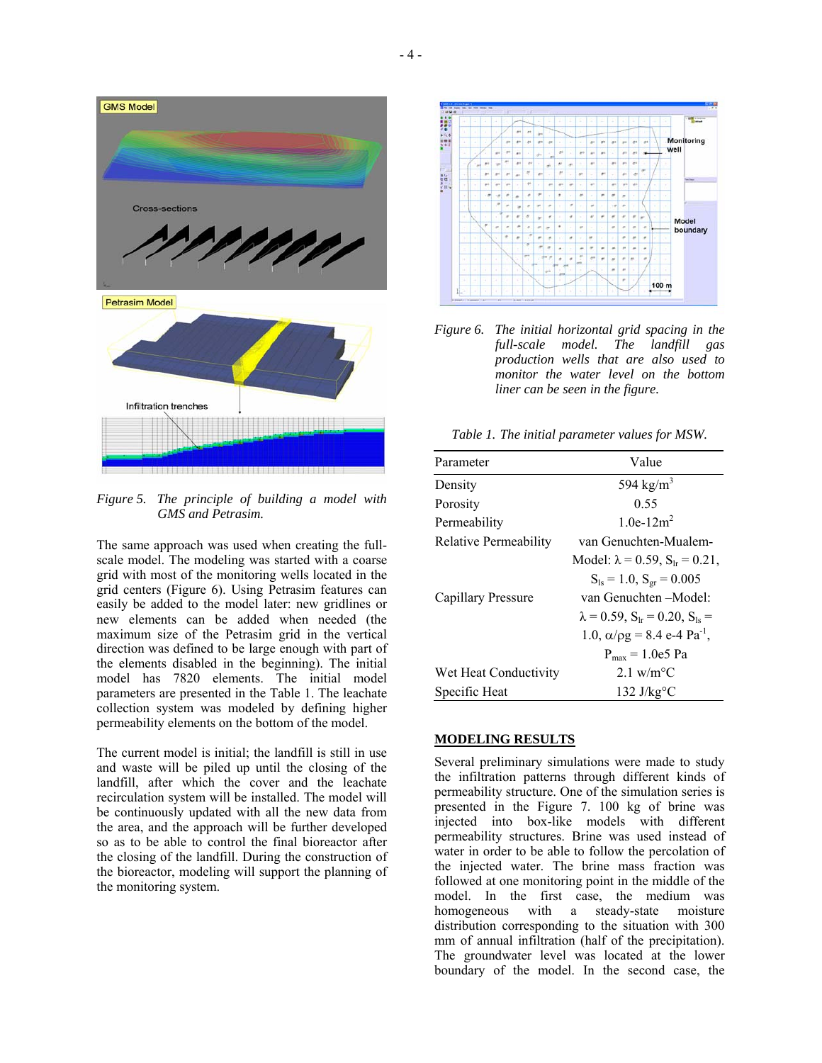*Figure 5. The principle of building a model with GMS and Petrasim.*

The same approach was used when creating the full-scale model. The modeling was started with a coarse grid with most of the monitoring wells located in the grid centers (Figure 6). Using Petrasim features can easily be added to the model later: new gridlines or new elements can be added when needed (the maximum size of the Petrasim grid in the vertical direction was defined to be large enough with part of the elements disabled in the beginning). The initial model has 7820 elements. The initial model parameters are presented in the Table 1. The leachate collection system was modeled by defining higher permeability elements on the bottom of the model.

The current model is initial; the landfill is still in use and waste will be piled up until the closing of the landfill, after which the cover and the leachate recirculation system will be installed. The model will be continuously updated with all the new data from the area, and the approach will be further developed so as to be able to control the final bioreactor after the closing of the landfill. During the construction of the bioreactor, modeling will support the planning of the monitoring system.

*Figure 6. The initial horizontal grid spacing in the full-scale model. The landfill gas production wells that are also used to monitor the water level on the bottom liner can be seen in the figure.*

*Table 1. The initial parameter values for MSW.*

| Parameter | Value |
|---|---|
| Density | 594 kg/m$^3$ |
| Porosity | 0.55 |
| Permeability | 1.0e-12m$^2$ |
| Relative Permeability | van Genuchten-Mualem-Model: $\lambda = 0.59$, $S_{lr} = 0.21$, $S_{ls} = 1.0$, $S_{gr} = 0.005$ |
| Capillary Pressure | van Genuchten –Model: $\lambda = 0.59$, $S_{lr} = 0.20$, $S_{ls} = 1.0$, $\alpha/\rho g = 8.4$ e-4 Pa$^{-1}$, $P_{max} = 1.0$e5 Pa |
| Wet Heat Conductivity | 2.1 w/m°C |
| Specific Heat | 132 J/kg°C |

## MODELING RESULTS

Several preliminary simulations were made to study the infiltration patterns through different kinds of permeability structure. One of the simulation series is presented in the Figure 7. 100 kg of brine was injected into box-like models with different permeability structures. Brine was used instead of water in order to be able to follow the percolation of the injected water. The brine mass fraction was followed at one monitoring point in the middle of the model. In the first case, the medium was homogeneous with a steady-state moisture distribution corresponding to the situation with 300 mm of annual infiltration (half of the precipitation). The groundwater level was located at the lower boundary of the model. In the second case, the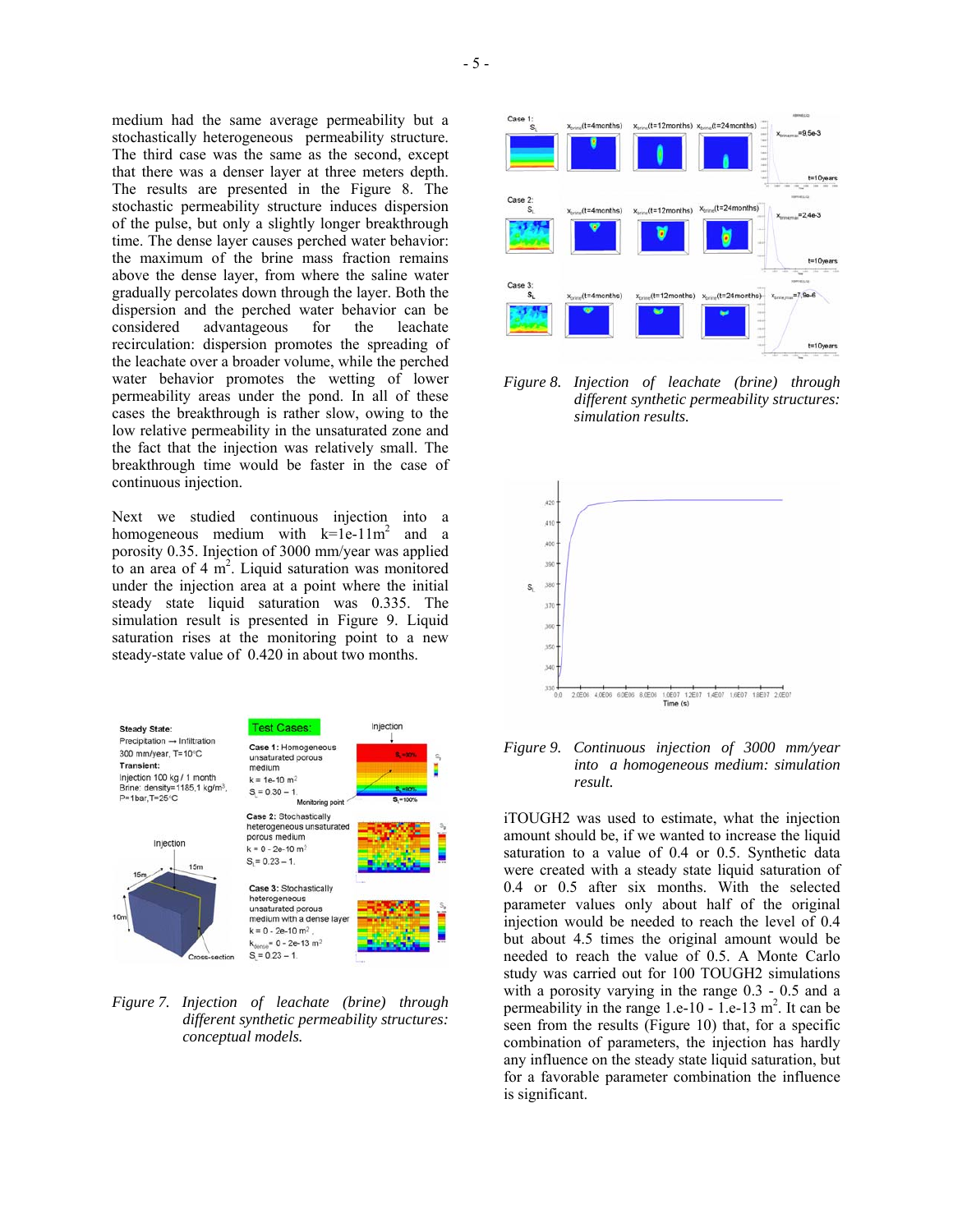medium had the same average permeability but a stochastically heterogeneous permeability structure. The third case was the same as the second, except that there was a denser layer at three meters depth. The results are presented in the Figure 8. The stochastic permeability structure induces dispersion of the pulse, but only a slightly longer breakthrough time. The dense layer causes perched water behavior: the maximum of the brine mass fraction remains above the dense layer, from where the saline water gradually percolates down through the layer. Both the dispersion and the perched water behavior can be considered advantageous for the leachate recirculation: dispersion promotes the spreading of the leachate over a broader volume, while the perched water behavior promotes the wetting of lower permeability areas under the pond. In all of these cases the breakthrough is rather slow, owing to the low relative permeability in the unsaturated zone and the fact that the injection was relatively small. The breakthrough time would be faster in the case of continuous injection.

Next we studied continuous injection into a homogeneous medium with k=1e-11m$^2$ and a porosity 0.35. Injection of 3000 mm/year was applied to an area of 4 m$^2$. Liquid saturation was monitored under the injection area at a point where the initial steady state liquid saturation was 0.335. The simulation result is presented in Figure 9. Liquid saturation rises at the monitoring point to a new steady-state value of 0.420 in about two months.

*Figure 7. Injection of leachate (brine) through different synthetic permeability structures: conceptual models.*

*Figure 8. Injection of leachate (brine) through different synthetic permeability structures: simulation results.*

*Figure 9. Continuous injection of 3000 mm/year into a homogeneous medium: simulation result.*

iTOUGH2 was used to estimate, what the injection amount should be, if we wanted to increase the liquid saturation to a value of 0.4 or 0.5. Synthetic data were created with a steady state liquid saturation of 0.4 or 0.5 after six months. With the selected parameter values only about half of the original injection would be needed to reach the level of 0.4 but about 4.5 times the original amount would be needed to reach the value of 0.5. A Monte Carlo study was carried out for 100 TOUGH2 simulations with a porosity varying in the range 0.3 - 0.5 and a permeability in the range 1.e-10 - 1.e-13 m$^2$. It can be seen from the results (Figure 10) that, for a specific combination of parameters, the injection has hardly any influence on the steady state liquid saturation, but for a favorable parameter combination the influence is significant.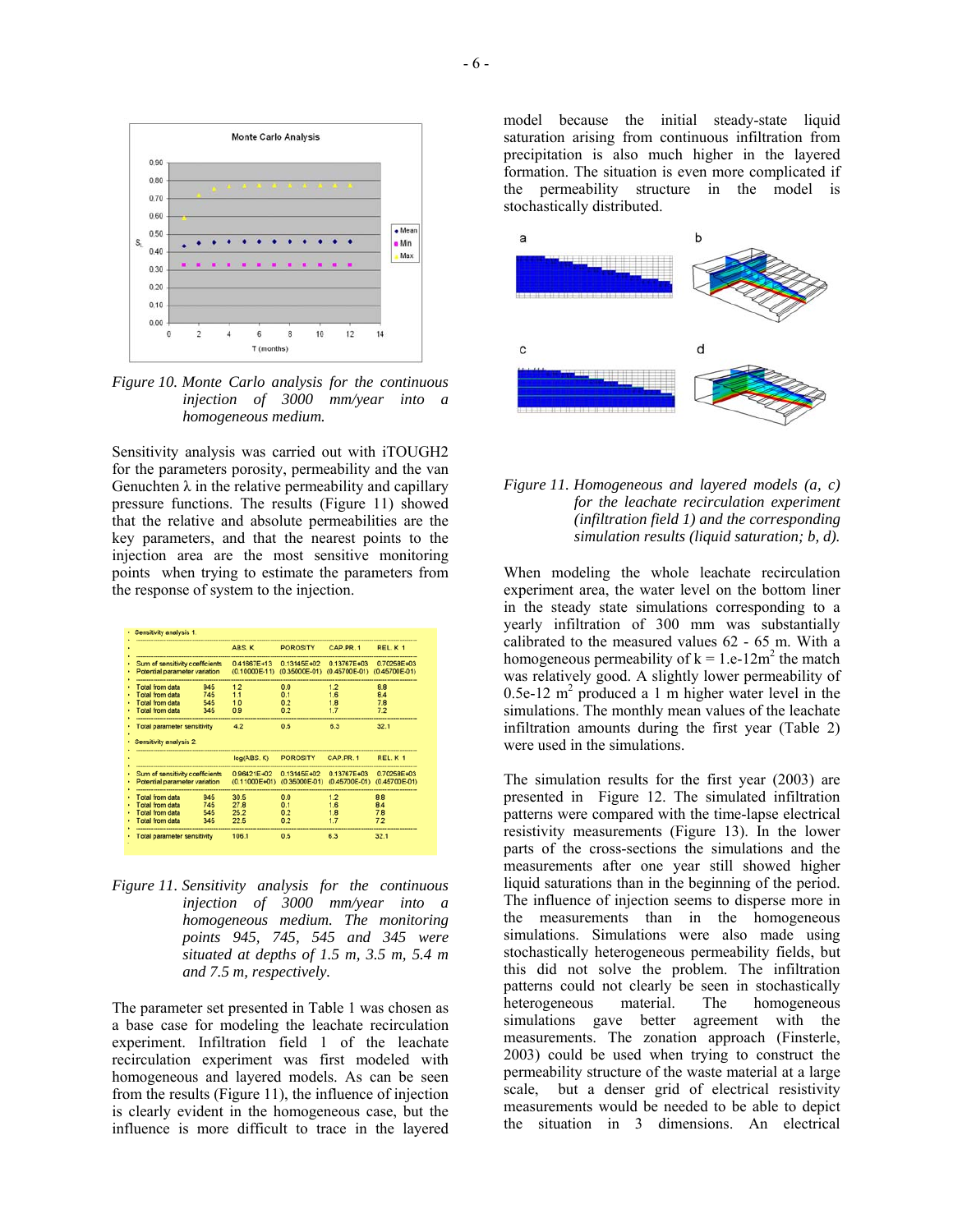*Figure 10. Monte Carlo analysis for the continuous injection of 3000 mm/year into a homogeneous medium.*

Sensitivity analysis was carried out with iTOUGH2 for the parameters porosity, permeability and the van Genuchten λ in the relative permeability and capillary pressure functions. The results (Figure 11) showed that the relative and absolute permeabilities are the key parameters, and that the nearest points to the injection area are the most sensitive monitoring points when trying to estimate the parameters from the response of system to the injection.

Sensitivity analysis 1.

| | | ABS. K | POROSITY | CAP.PR. 1 | REL. K 1 |
|---|---|---|---|---|---|
| Sum of sensitivity coefficients | | 0.41867E+13 | 0.13145E+02 | 0.13767E+03 | 0.70258E+03 |
| Potential parameter variation | | (0.10000E-11) | (0.35000E-01) | (0.45700E-01) | (0.45700E-01) |
| Total from data | 945 | 1.2 | 0.0 | 1.2 | 8.8 |
| Total from data | 745 | 1.1 | 0.1 | 1.6 | 8.4 |
| Total from data | 545 | 1.0 | 0.2 | 1.8 | 7.8 |
| Total from data | 345 | 0.9 | 0.2 | 1.7 | 7.2 |
| Total parameter sensitivity | | 4.2 | 0.5 | 6.3 | 32.1 |

Sensitivity analysis 2.

| | | log(ABS. K) | POROSITY | CAP.PR. 1 | REL. K 1 |
|---|---|---|---|---|---|
| Sum of sensitivity coefficients | | 0.96421E+02 | 0.13145E+02 | 0.13767E+03 | 0.70258E+03 |
| Potential parameter variation | | (0.11000E+01) | (0.35000E-01) | (0.45700E-01) | (0.45700E-01) |
| Total from data | 945 | 30.5 | 0.0 | 1.2 | 8.8 |
| Total from data | 745 | 27.8 | 0.1 | 1.6 | 8.4 |
| Total from data | 545 | 25.2 | 0.2 | 1.8 | 7.8 |
| Total from data | 345 | 22.5 | 0.2 | 1.7 | 7.2 |
| Total parameter sensitivity | | 106.1 | 0.5 | 6.3 | 32.1 |

*Figure 11. Sensitivity analysis for the continuous injection of 3000 mm/year into a homogeneous medium. The monitoring points 945, 745, 545 and 345 were situated at depths of 1.5 m, 3.5 m, 5.4 m and 7.5 m, respectively.*

The parameter set presented in Table 1 was chosen as a base case for modeling the leachate recirculation experiment. Infiltration field 1 of the leachate recirculation experiment was first modeled with homogeneous and layered models. As can be seen from the results (Figure 11), the influence of injection is clearly evident in the homogeneous case, but the influence is more difficult to trace in the layered model because the initial steady-state liquid saturation arising from continuous infiltration from precipitation is also much higher in the layered formation. The situation is even more complicated if the permeability structure in the model is stochastically distributed.

*Figure 11. Homogeneous and layered models (a, c) for the leachate recirculation experiment (infiltration field 1) and the corresponding simulation results (liquid saturation; b, d).*

When modeling the whole leachate recirculation experiment area, the water level on the bottom liner in the steady state simulations corresponding to a yearly infiltration of 300 mm was substantially calibrated to the measured values 62 - 65 m. With a homogeneous permeability of k = 1.e-12m$^2$ the match was relatively good. A slightly lower permeability of 0.5e-12 m$^2$ produced a 1 m higher water level in the simulations. The monthly mean values of the leachate infiltration amounts during the first year (Table 2) were used in the simulations.

The simulation results for the first year (2003) are presented in Figure 12. The simulated infiltration patterns were compared with the time-lapse electrical resistivity measurements (Figure 13). In the lower parts of the cross-sections the simulations and the measurements after one year still showed higher liquid saturations than in the beginning of the period. The influence of injection seems to disperse more in the measurements than in the homogeneous simulations. Simulations were also made using stochastically heterogeneous permeability fields, but this did not solve the problem. The infiltration patterns could not clearly be seen in stochastically heterogeneous material. The homogeneous simulations gave better agreement with the measurements. The zonation approach (Finsterle, 2003) could be used when trying to construct the permeability structure of the waste material at a large scale, but a denser grid of electrical resistivity measurements would be needed to be able to depict the situation in 3 dimensions. An electrical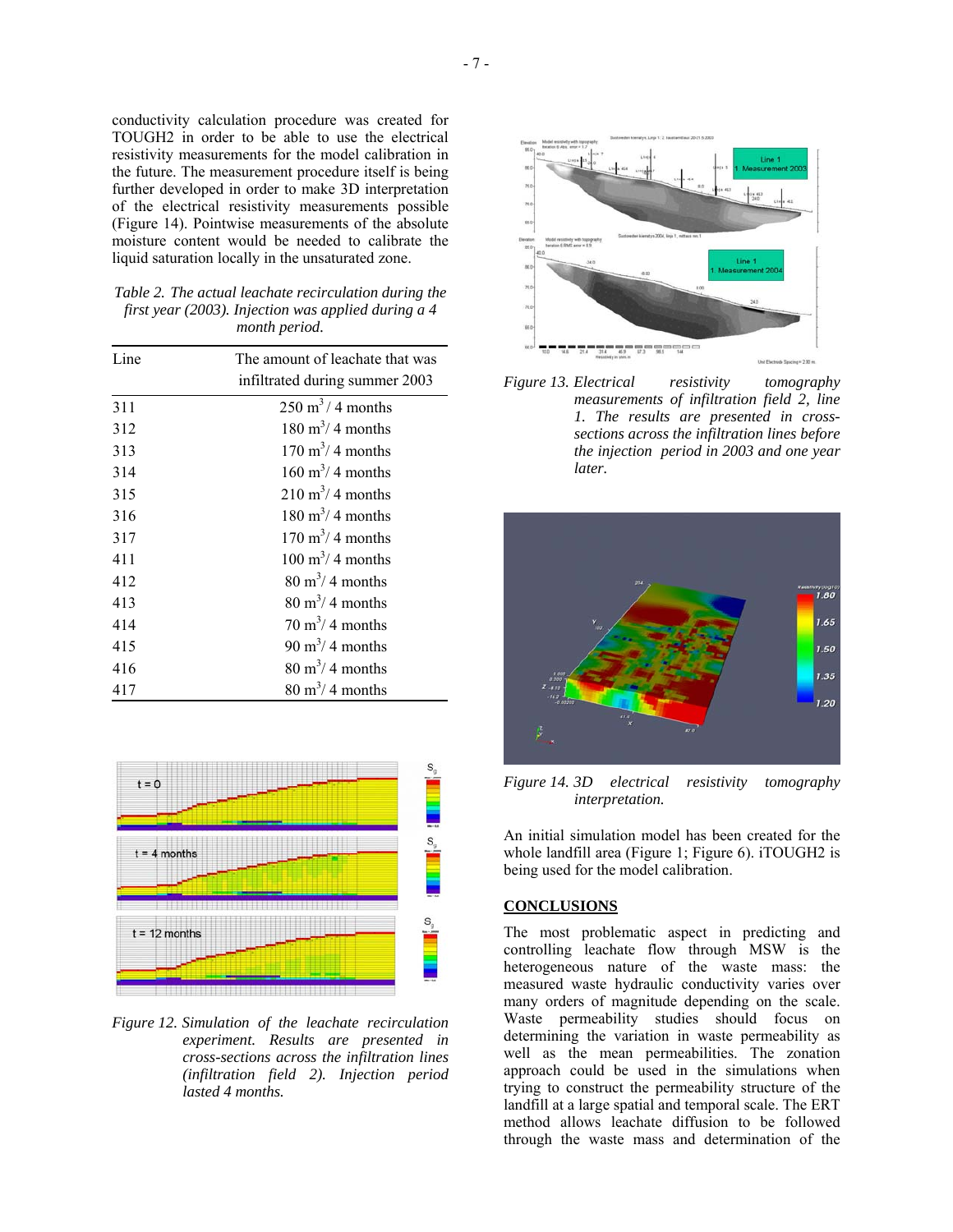conductivity calculation procedure was created for TOUGH2 in order to be able to use the electrical resistivity measurements for the model calibration in the future. The measurement procedure itself is being further developed in order to make 3D interpretation of the electrical resistivity measurements possible (Figure 14). Pointwise measurements of the absolute moisture content would be needed to calibrate the liquid saturation locally in the unsaturated zone.

*Table 2. The actual leachate recirculation during the first year (2003). Injection was applied during a 4 month period.*

| Line | The amount of leachate that was infiltrated during summer 2003 |
|---|---|
| 311 | 250 $m^3$ / 4 months |
| 312 | 180 $m^3$/ 4 months |
| 313 | 170 $m^3$/ 4 months |
| 314 | 160 $m^3$/ 4 months |
| 315 | 210 $m^3$/ 4 months |
| 316 | 180 $m^3$/ 4 months |
| 317 | 170 $m^3$/ 4 months |
| 411 | 100 $m^3$/ 4 months |
| 412 | 80 $m^3$/ 4 months |
| 413 | 80 $m^3$/ 4 months |
| 414 | 70 $m^3$/ 4 months |
| 415 | 90 $m^3$/ 4 months |
| 416 | 80 $m^3$/ 4 months |
| 417 | 80 $m^3$/ 4 months |

*Figure 12. Simulation of the leachate recirculation experiment. Results are presented in cross-sections across the infiltration lines (infiltration field 2). Injection period lasted 4 months.*

*Figure 13. Electrical resistivity tomography measurements of infiltration field 2, line 1. The results are presented in cross-sections across the infiltration lines before the injection period in 2003 and one year later.*

*Figure 14. 3D electrical resistivity tomography interpretation.*

An initial simulation model has been created for the whole landfill area (Figure 1; Figure 6). iTOUGH2 is being used for the model calibration.

## CONCLUSIONS

The most problematic aspect in predicting and controlling leachate flow through MSW is the heterogeneous nature of the waste mass: the measured waste hydraulic conductivity varies over many orders of magnitude depending on the scale. Waste permeability studies should focus on determining the variation in waste permeability as well as the mean permeabilities. The zonation approach could be used in the simulations when trying to construct the permeability structure of the landfill at a large spatial and temporal scale. The ERT method allows leachate diffusion to be followed through the waste mass and determination of the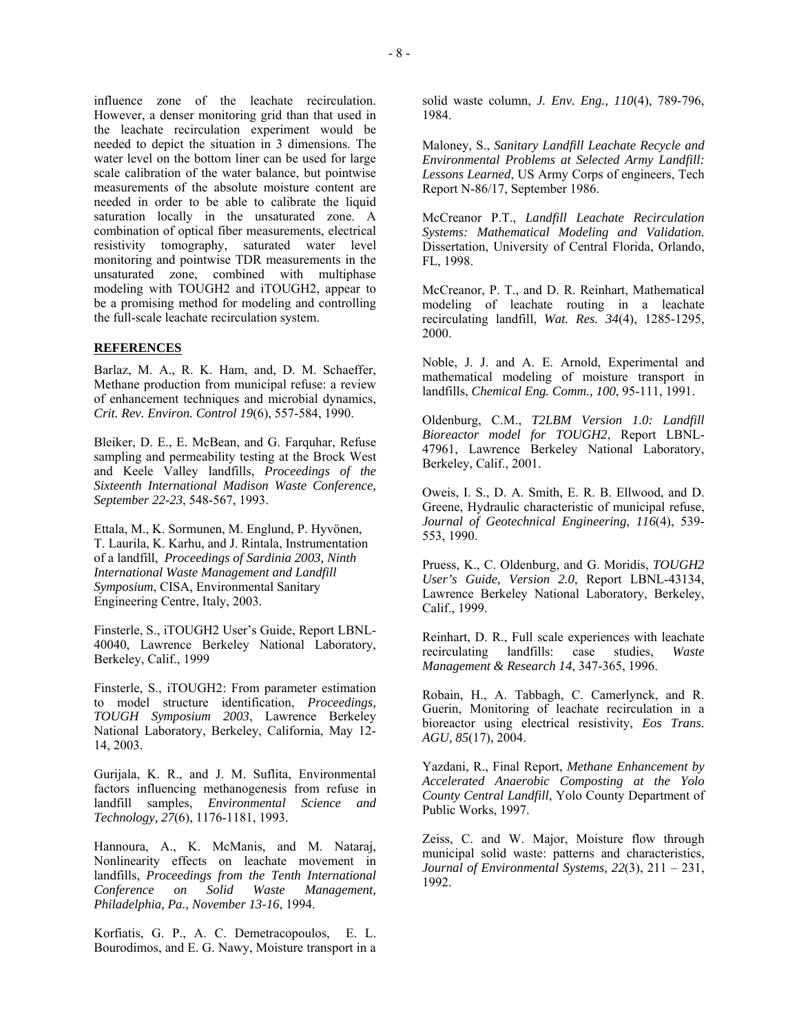influence zone of the leachate recirculation. However, a denser monitoring grid than that used in the leachate recirculation experiment would be needed to depict the situation in 3 dimensions. The water level on the bottom liner can be used for large scale calibration of the water balance, but pointwise measurements of the absolute moisture content are needed in order to be able to calibrate the liquid saturation locally in the unsaturated zone. A combination of optical fiber measurements, electrical resistivity tomography, saturated water level monitoring and pointwise TDR measurements in the unsaturated zone, combined with multiphase modeling with TOUGH2 and iTOUGH2, appear to be a promising method for modeling and controlling the full-scale leachate recirculation system.

## REFERENCES

Barlaz, M. A., R. K. Ham, and, D. M. Schaeffer, Methane production from municipal refuse: a review of enhancement techniques and microbial dynamics, *Crit. Rev. Environ. Control 19*(6), 557-584, 1990.

Bleiker, D. E., E. McBean, and G. Farquhar, Refuse sampling and permeability testing at the Brock West and Keele Valley landfills, *Proceedings of the Sixteenth International Madison Waste Conference, September 22-23*, 548-567, 1993.

Ettala, M., K. Sormunen, M. Englund, P. Hyvönen, T. Laurila, K. Karhu, and J. Rintala, Instrumentation of a landfill, *Proceedings of Sardinia 2003, Ninth International Waste Management and Landfill Symposium*, CISA, Environmental Sanitary Engineering Centre, Italy, 2003.

Finsterle, S., iTOUGH2 User's Guide, Report LBNL-40040, Lawrence Berkeley National Laboratory, Berkeley, Calif., 1999

Finsterle, S., iTOUGH2: From parameter estimation to model structure identification, *Proceedings, TOUGH Symposium 2003*, Lawrence Berkeley National Laboratory, Berkeley, California, May 12-14, 2003.

Gurijala, K. R., and J. M. Suflita, Environmental factors influencing methanogenesis from refuse in landfill samples, *Environmental Science and Technology, 27*(6), 1176-1181, 1993.

Hannoura, A., K. McManis, and M. Nataraj, Nonlinearity effects on leachate movement in landfills, *Proceedings from the Tenth International Conference on Solid Waste Management, Philadelphia, Pa., November 13-16*, 1994.

Korfiatis, G. P., A. C. Demetracopoulos, E. L. Bourodimos, and E. G. Nawy, Moisture transport in a solid waste column, *J. Env. Eng., 110*(4), 789-796, 1984.

Maloney, S., *Sanitary Landfill Leachate Recycle and Environmental Problems at Selected Army Landfill: Lessons Learned*, US Army Corps of engineers, Tech Report N-86/17, September 1986.

McCreanor P.T., *Landfill Leachate Recirculation Systems: Mathematical Modeling and Validation.* Dissertation, University of Central Florida, Orlando, FL, 1998.

McCreanor, P. T., and D. R. Reinhart, Mathematical modeling of leachate routing in a leachate recirculating landfill, *Wat. Res. 34*(4), 1285-1295, 2000.

Noble, J. J. and A. E. Arnold, Experimental and mathematical modeling of moisture transport in landfills, *Chemical Eng. Comm., 100*, 95-111, 1991.

Oldenburg, C.M., *T2LBM Version 1.0: Landfill Bioreactor model for TOUGH2*, Report LBNL-47961, Lawrence Berkeley National Laboratory, Berkeley, Calif., 2001.

Oweis, I. S., D. A. Smith, E. R. B. Ellwood, and D. Greene, Hydraulic characteristic of municipal refuse, *Journal of Geotechnical Engineering*, *116*(4), 539-553, 1990.

Pruess, K., C. Oldenburg, and G. Moridis, *TOUGH2 User's Guide, Version 2.0*, Report LBNL-43134, Lawrence Berkeley National Laboratory, Berkeley, Calif., 1999.

Reinhart, D. R., Full scale experiences with leachate recirculating landfills: case studies, *Waste Management & Research 14*, 347-365, 1996.

Robain, H., A. Tabbagh, C. Camerlynck, and R. Guerin, Monitoring of leachate recirculation in a bioreactor using electrical resistivity, *Eos Trans. AGU, 85*(17), 2004.

Yazdani, R., Final Report, *Methane Enhancement by Accelerated Anaerobic Composting at the Yolo County Central Landfill*, Yolo County Department of Public Works, 1997.

Zeiss, C. and W. Major, Moisture flow through municipal solid waste: patterns and characteristics, *Journal of Environmental Systems, 22*(3), 211 – 231, 1992.